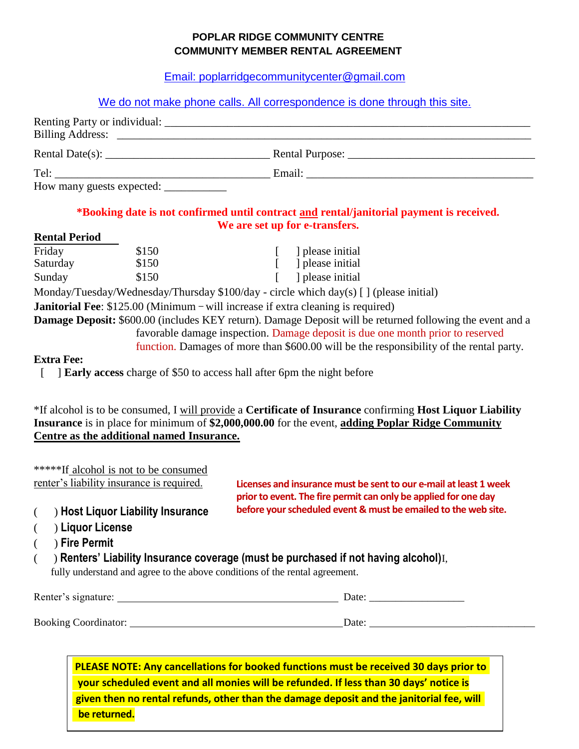**POPLAR RIDGE COMMUNITY CENTRE**
**COMMUNITY MEMBER RENTAL AGREEMENT**

Email: poplarridgecommunitycenter@gmail.com

We do not make phone calls. All correspondence is done through this site.

Renting Party or individual: ______________________________________________________________
Billing Address: ____________________________________________________________________

Rental Date(s): ____________________________ Rental Purpose: ______________________________

Tel: _____________________________________ Email: _____________________________________
How many guests expected: ___________

**\*Booking date is not confirmed until contract and rental/janitorial payment is received.**
**We are set up for e-transfers.**

**Rental Period**

| | | |
|---|---|---|
| Friday | $150 | [ ] please initial |
| Saturday | $150 | [ ] please initial |
| Sunday | $150 | [ ] please initial |

Monday/Tuesday/Wednesday/Thursday $100/day - circle which day(s) [ ] (please initial)

**Janitorial Fee**: $125.00 (Minimum – will increase if extra cleaning is required)

**Damage Deposit:** $600.00 (includes KEY return). Damage Deposit will be returned following the event and a favorable damage inspection. Damage deposit is due one month prior to reserved function. Damages of more than $600.00 will be the responsibility of the rental party.

**Extra Fee:**

[ ] **Early access** charge of $50 to access hall after 6pm the night before

\*If alcohol is to be consumed, I will provide a **Certificate of Insurance** confirming **Host Liquor Liability Insurance** is in place for minimum of **$2,000,000.00** for the event, **adding Poplar Ridge Community Centre as the additional named Insurance.**

\*\*\*\*\*If alcohol is not to be consumed renter's liability insurance is required.

**Licenses and insurance must be sent to our e-mail at least 1 week prior to event. The fire permit can only be applied for one day before your scheduled event & must be emailed to the web site.**

( ) **Host Liquor Liability Insurance**
( ) **Liquor License**
( ) **Fire Permit**
( ) **Renters' Liability Insurance coverage (must be purchased if not having alcohol)** I, fully understand and agree to the above conditions of the rental agreement.

Renter's signature: _________________________________________ Date: _________________

Booking Coordinator: ________________________________________ Date: ______________________________

**PLEASE NOTE: Any cancellations for booked functions must be received 30 days prior to your scheduled event and all monies will be refunded. If less than 30 days' notice is given then no rental refunds, other than the damage deposit and the janitorial fee, will be returned.**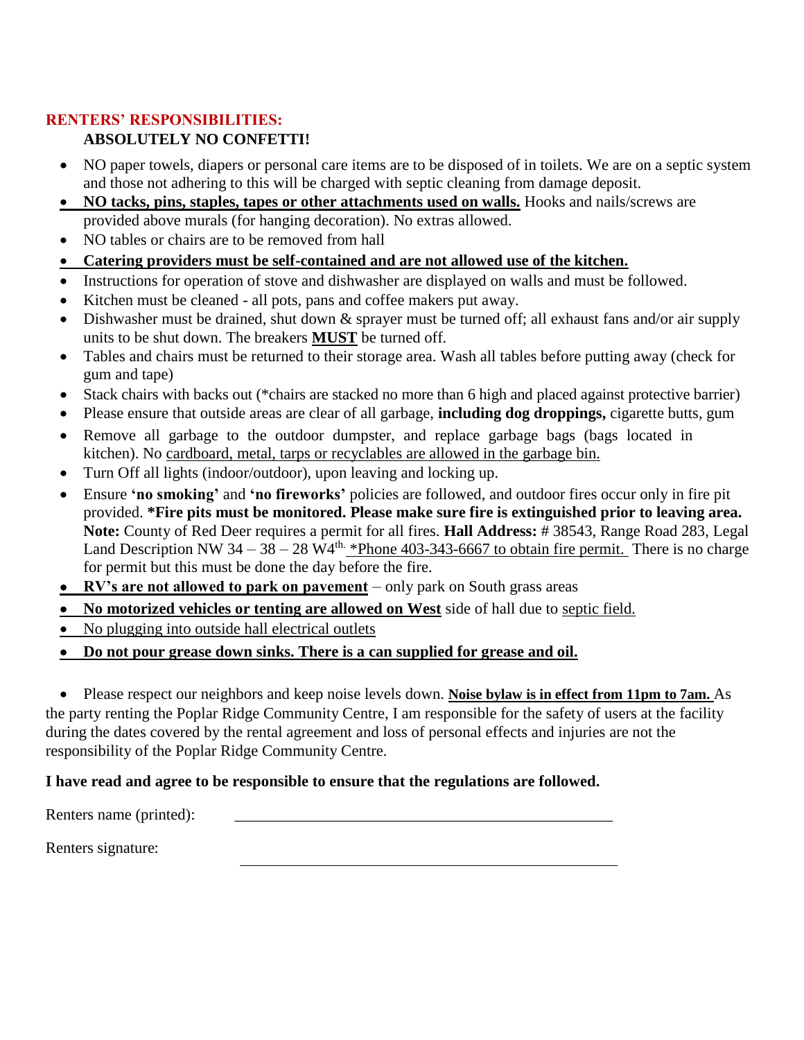## RENTERS' RESPONSIBILITIES:

**ABSOLUTELY NO CONFETTI!**

- NO paper towels, diapers or personal care items are to be disposed of in toilets. We are on a septic system and those not adhering to this will be charged with septic cleaning from damage deposit.
- **NO tacks, pins, staples, tapes or other attachments used on walls.** Hooks and nails/screws are provided above murals (for hanging decoration). No extras allowed.
- NO tables or chairs are to be removed from hall
- **Catering providers must be self-contained and are not allowed use of the kitchen.**
- Instructions for operation of stove and dishwasher are displayed on walls and must be followed.
- Kitchen must be cleaned - all pots, pans and coffee makers put away.
- Dishwasher must be drained, shut down & sprayer must be turned off; all exhaust fans and/or air supply units to be shut down. The breakers **MUST** be turned off.
- Tables and chairs must be returned to their storage area. Wash all tables before putting away (check for gum and tape)
- Stack chairs with backs out (*chairs are stacked no more than 6 high and placed against protective barrier)
- Please ensure that outside areas are clear of all garbage, **including dog droppings,** cigarette butts, gum
- Remove all garbage to the outdoor dumpster, and replace garbage bags (bags located in kitchen). No cardboard, metal, tarps or recyclables are allowed in the garbage bin.
- Turn Off all lights (indoor/outdoor), upon leaving and locking up.
- Ensure **'no smoking'** and **'no fireworks'** policies are followed, and outdoor fires occur only in fire pit provided. ***Fire pits must be monitored. Please make sure fire is extinguished prior to leaving area. Note:** County of Red Deer requires a permit for all fires. **Hall Address:** # 38543, Range Road 283, Legal Land Description NW 34 – 38 – 28 W4th. *Phone 403-343-6667 to obtain fire permit. There is no charge for permit but this must be done the day before the fire.
- **RV's are not allowed to park on pavement** – only park on South grass areas
- **No motorized vehicles or tenting are allowed on West** side of hall due to septic field.
- No plugging into outside hall electrical outlets
- **Do not pour grease down sinks. There is a can supplied for grease and oil.**

- Please respect our neighbors and keep noise levels down. **Noise bylaw is in effect from 11pm to 7am.** As the party renting the Poplar Ridge Community Centre, I am responsible for the safety of users at the facility during the dates covered by the rental agreement and loss of personal effects and injuries are not the responsibility of the Poplar Ridge Community Centre.

**I have read and agree to be responsible to ensure that the regulations are followed.**

Renters name (printed): \_\_\_\_\_\_\_\_\_\_\_\_\_\_\_\_\_\_\_\_\_\_\_\_\_\_\_\_\_\_\_\_\_\_\_\_\_\_\_\_\_\_\_\_\_\_\_\_

Renters signature: \_\_\_\_\_\_\_\_\_\_\_\_\_\_\_\_\_\_\_\_\_\_\_\_\_\_\_\_\_\_\_\_\_\_\_\_\_\_\_\_\_\_\_\_\_\_\_\_